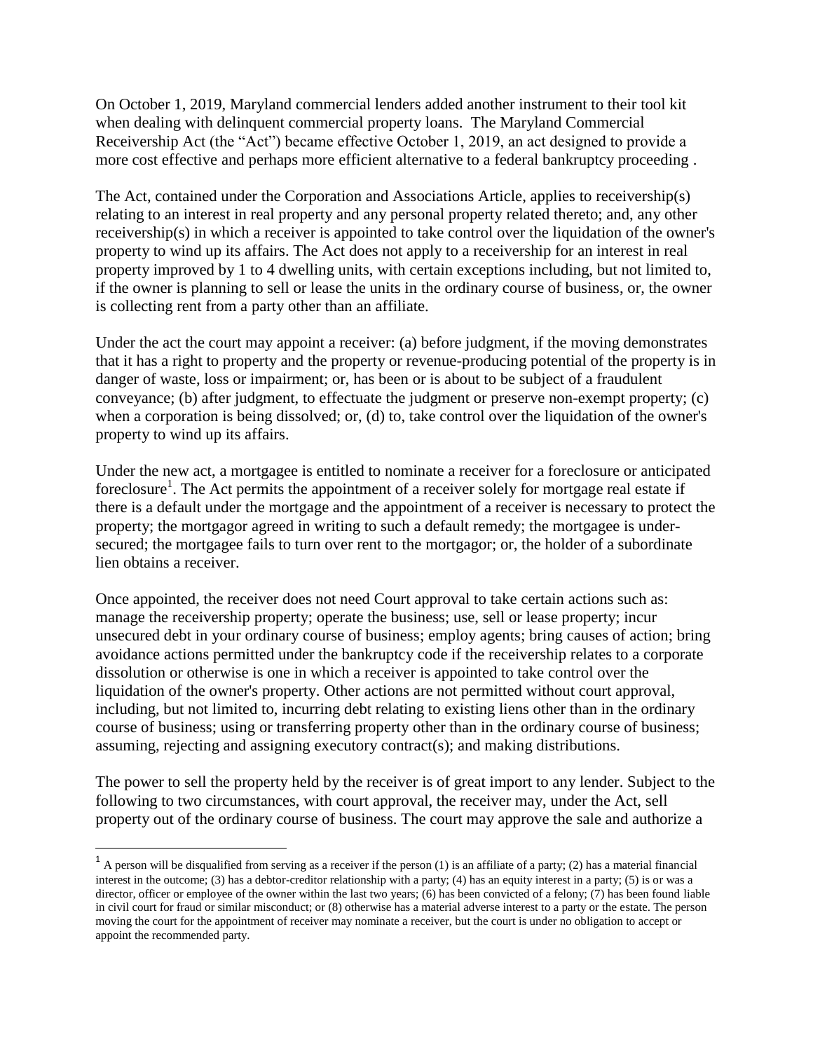On October 1, 2019, Maryland commercial lenders added another instrument to their tool kit when dealing with delinquent commercial property loans. The Maryland Commercial Receivership Act (the "Act") became effective October 1, 2019, an act designed to provide a more cost effective and perhaps more efficient alternative to a federal bankruptcy proceeding .

The Act, contained under the Corporation and Associations Article, applies to receivership(s) relating to an interest in real property and any personal property related thereto; and, any other receivership(s) in which a receiver is appointed to take control over the liquidation of the owner's property to wind up its affairs. The Act does not apply to a receivership for an interest in real property improved by 1 to 4 dwelling units, with certain exceptions including, but not limited to, if the owner is planning to sell or lease the units in the ordinary course of business, or, the owner is collecting rent from a party other than an affiliate.

Under the act the court may appoint a receiver: (a) before judgment, if the moving demonstrates that it has a right to property and the property or revenue-producing potential of the property is in danger of waste, loss or impairment; or, has been or is about to be subject of a fraudulent conveyance; (b) after judgment, to effectuate the judgment or preserve non-exempt property; (c) when a corporation is being dissolved; or, (d) to, take control over the liquidation of the owner's property to wind up its affairs.

Under the new act, a mortgagee is entitled to nominate a receiver for a foreclosure or anticipated foreclosure[1]. The Act permits the appointment of a receiver solely for mortgage real estate if there is a default under the mortgage and the appointment of a receiver is necessary to protect the property; the mortgagor agreed in writing to such a default remedy; the mortgagee is under-secured; the mortgagee fails to turn over rent to the mortgagor; or, the holder of a subordinate lien obtains a receiver.

Once appointed, the receiver does not need Court approval to take certain actions such as: manage the receivership property; operate the business; use, sell or lease property; incur unsecured debt in your ordinary course of business; employ agents; bring causes of action; bring avoidance actions permitted under the bankruptcy code if the receivership relates to a corporate dissolution or otherwise is one in which a receiver is appointed to take control over the liquidation of the owner's property. Other actions are not permitted without court approval, including, but not limited to, incurring debt relating to existing liens other than in the ordinary course of business; using or transferring property other than in the ordinary course of business; assuming, rejecting and assigning executory contract(s); and making distributions.

The power to sell the property held by the receiver is of great import to any lender. Subject to the following to two circumstances, with court approval, the receiver may, under the Act, sell property out of the ordinary course of business. The court may approve the sale and authorize a

---

[1] A person will be disqualified from serving as a receiver if the person (1) is an affiliate of a party; (2) has a material financial interest in the outcome; (3) has a debtor-creditor relationship with a party; (4) has an equity interest in a party; (5) is or was a director, officer or employee of the owner within the last two years; (6) has been convicted of a felony; (7) has been found liable in civil court for fraud or similar misconduct; or (8) otherwise has a material adverse interest to a party or the estate. The person moving the court for the appointment of receiver may nominate a receiver, but the court is under no obligation to accept or appoint the recommended party.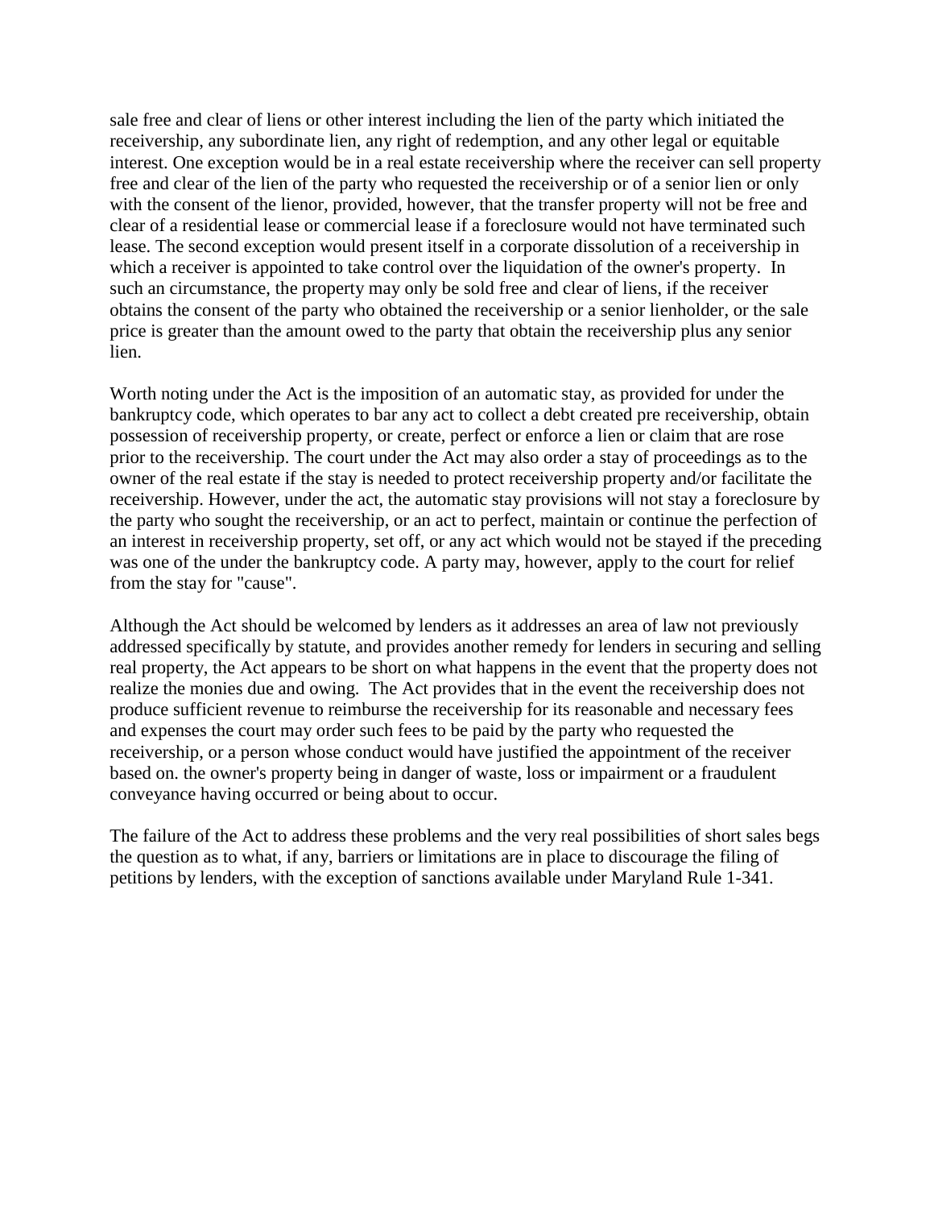sale free and clear of liens or other interest including the lien of the party which initiated the receivership, any subordinate lien, any right of redemption, and any other legal or equitable interest. One exception would be in a real estate receivership where the receiver can sell property free and clear of the lien of the party who requested the receivership or of a senior lien or only with the consent of the lienor, provided, however, that the transfer property will not be free and clear of a residential lease or commercial lease if a foreclosure would not have terminated such lease. The second exception would present itself in a corporate dissolution of a receivership in which a receiver is appointed to take control over the liquidation of the owner's property. In such an circumstance, the property may only be sold free and clear of liens, if the receiver obtains the consent of the party who obtained the receivership or a senior lienholder, or the sale price is greater than the amount owed to the party that obtain the receivership plus any senior lien.

Worth noting under the Act is the imposition of an automatic stay, as provided for under the bankruptcy code, which operates to bar any act to collect a debt created pre receivership, obtain possession of receivership property, or create, perfect or enforce a lien or claim that are rose prior to the receivership. The court under the Act may also order a stay of proceedings as to the owner of the real estate if the stay is needed to protect receivership property and/or facilitate the receivership. However, under the act, the automatic stay provisions will not stay a foreclosure by the party who sought the receivership, or an act to perfect, maintain or continue the perfection of an interest in receivership property, set off, or any act which would not be stayed if the preceding was one of the under the bankruptcy code. A party may, however, apply to the court for relief from the stay for "cause".

Although the Act should be welcomed by lenders as it addresses an area of law not previously addressed specifically by statute, and provides another remedy for lenders in securing and selling real property, the Act appears to be short on what happens in the event that the property does not realize the monies due and owing. The Act provides that in the event the receivership does not produce sufficient revenue to reimburse the receivership for its reasonable and necessary fees and expenses the court may order such fees to be paid by the party who requested the receivership, or a person whose conduct would have justified the appointment of the receiver based on. the owner's property being in danger of waste, loss or impairment or a fraudulent conveyance having occurred or being about to occur.

The failure of the Act to address these problems and the very real possibilities of short sales begs the question as to what, if any, barriers or limitations are in place to discourage the filing of petitions by lenders, with the exception of sanctions available under Maryland Rule 1-341.